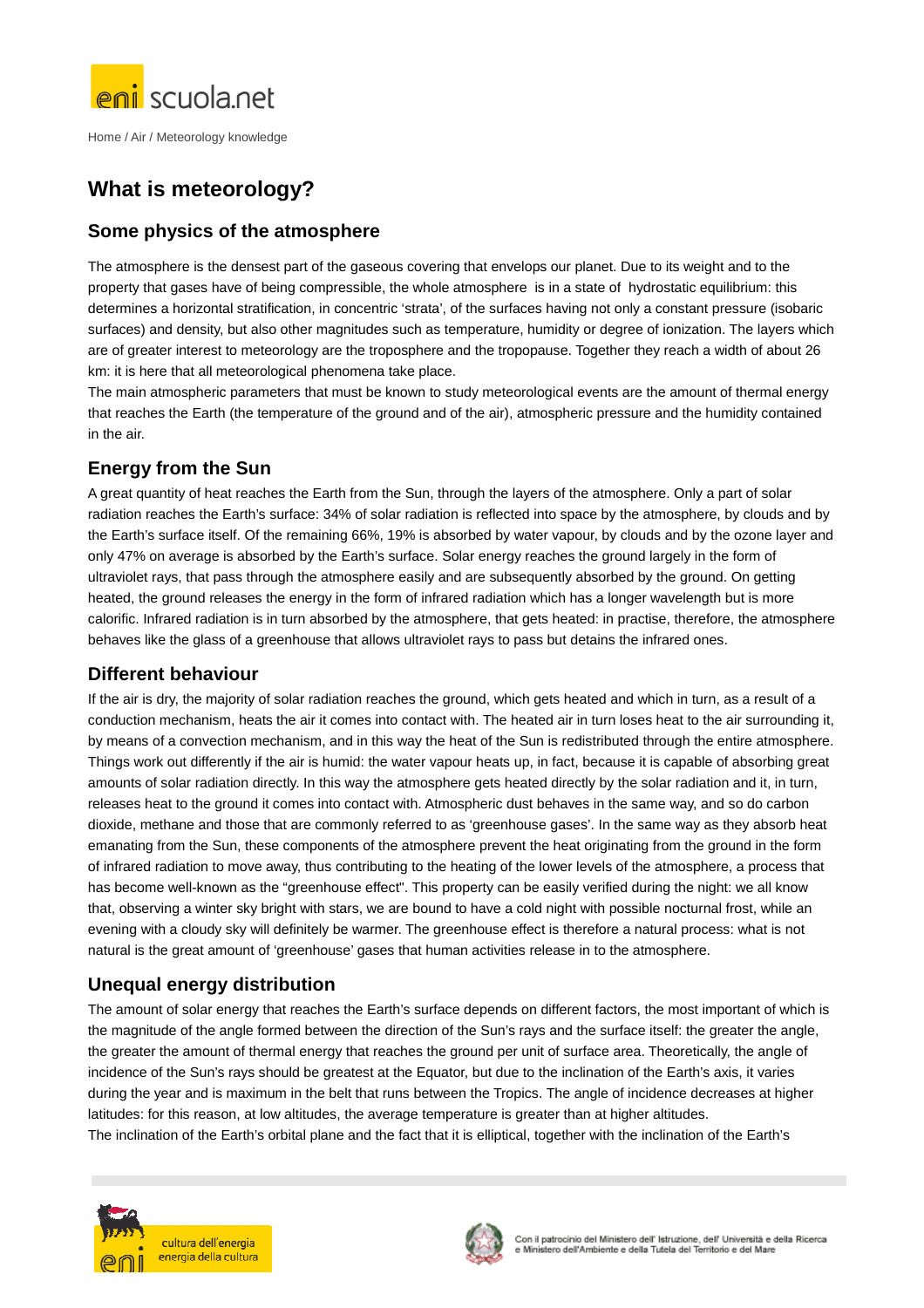Home / Air / Meteorology knowledge

# What is meteorology?

## Some physics of the atmosphere

The atmosphere is the densest part of the gaseous covering that envelops our planet. Due to its weight and to the property that gases have of being compressible, the whole atmosphere is in a state of hydrostatic equilibrium: this determines a horizontal stratification, in concentric 'strata', of the surfaces having not only a constant pressure (isobaric surfaces) and density, but also other magnitudes such as temperature, humidity or degree of ionization. The layers which are of greater interest to meteorology are the troposphere and the tropopause. Together they reach a width of about 26 km: it is here that all meteorological phenomena take place.
The main atmospheric parameters that must be known to study meteorological events are the amount of thermal energy that reaches the Earth (the temperature of the ground and of the air), atmospheric pressure and the humidity contained in the air.

## Energy from the Sun

A great quantity of heat reaches the Earth from the Sun, through the layers of the atmosphere. Only a part of solar radiation reaches the Earth's surface: 34% of solar radiation is reflected into space by the atmosphere, by clouds and by the Earth's surface itself. Of the remaining 66%, 19% is absorbed by water vapour, by clouds and by the ozone layer and only 47% on average is absorbed by the Earth's surface. Solar energy reaches the ground largely in the form of ultraviolet rays, that pass through the atmosphere easily and are subsequently absorbed by the ground. On getting heated, the ground releases the energy in the form of infrared radiation which has a longer wavelength but is more calorific. Infrared radiation is in turn absorbed by the atmosphere, that gets heated: in practise, therefore, the atmosphere behaves like the glass of a greenhouse that allows ultraviolet rays to pass but detains the infrared ones.

## Different behaviour

If the air is dry, the majority of solar radiation reaches the ground, which gets heated and which in turn, as a result of a conduction mechanism, heats the air it comes into contact with. The heated air in turn loses heat to the air surrounding it, by means of a convection mechanism, and in this way the heat of the Sun is redistributed through the entire atmosphere. Things work out differently if the air is humid: the water vapour heats up, in fact, because it is capable of absorbing great amounts of solar radiation directly. In this way the atmosphere gets heated directly by the solar radiation and it, in turn, releases heat to the ground it comes into contact with. Atmospheric dust behaves in the same way, and so do carbon dioxide, methane and those that are commonly referred to as 'greenhouse gases'. In the same way as they absorb heat emanating from the Sun, these components of the atmosphere prevent the heat originating from the ground in the form of infrared radiation to move away, thus contributing to the heating of the lower levels of the atmosphere, a process that has become well-known as the "greenhouse effect". This property can be easily verified during the night: we all know that, observing a winter sky bright with stars, we are bound to have a cold night with possible nocturnal frost, while an evening with a cloudy sky will definitely be warmer. The greenhouse effect is therefore a natural process: what is not natural is the great amount of 'greenhouse' gases that human activities release in to the atmosphere.

## Unequal energy distribution

The amount of solar energy that reaches the Earth's surface depends on different factors, the most important of which is the magnitude of the angle formed between the direction of the Sun's rays and the surface itself: the greater the angle, the greater the amount of thermal energy that reaches the ground per unit of surface area. Theoretically, the angle of incidence of the Sun's rays should be greatest at the Equator, but due to the inclination of the Earth's axis, it varies during the year and is maximum in the belt that runs between the Tropics. The angle of incidence decreases at higher latitudes: for this reason, at low altitudes, the average temperature is greater than at higher altitudes.
The inclination of the Earth's orbital plane and the fact that it is elliptical, together with the inclination of the Earth's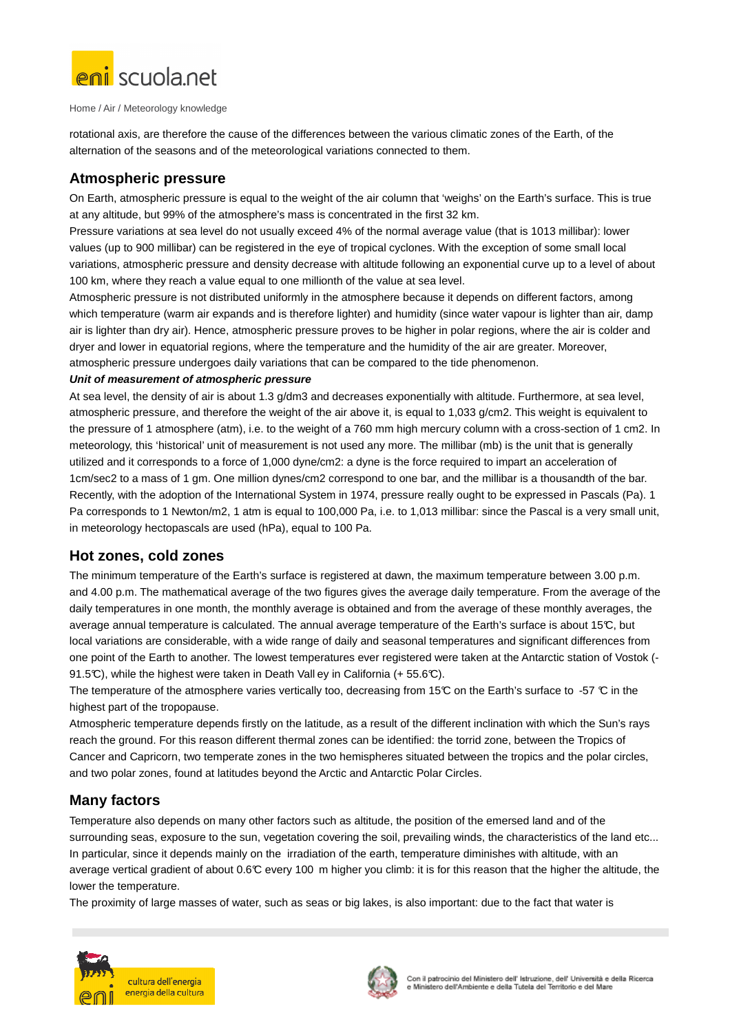rotational axis, are therefore the cause of the differences between the various climatic zones of the Earth, of the alternation of the seasons and of the meteorological variations connected to them.

## Atmospheric pressure

On Earth, atmospheric pressure is equal to the weight of the air column that 'weighs' on the Earth's surface. This is true at any altitude, but 99% of the atmosphere's mass is concentrated in the first 32 km.

Pressure variations at sea level do not usually exceed 4% of the normal average value (that is 1013 millibar): lower values (up to 900 millibar) can be registered in the eye of tropical cyclones. With the exception of some small local variations, atmospheric pressure and density decrease with altitude following an exponential curve up to a level of about 100 km, where they reach a value equal to one millionth of the value at sea level.

Atmospheric pressure is not distributed uniformly in the atmosphere because it depends on different factors, among which temperature (warm air expands and is therefore lighter) and humidity (since water vapour is lighter than air, damp air is lighter than dry air). Hence, atmospheric pressure proves to be higher in polar regions, where the air is colder and dryer and lower in equatorial regions, where the temperature and the humidity of the air are greater. Moreover, atmospheric pressure undergoes daily variations that can be compared to the tide phenomenon.

***Unit of measurement of atmospheric pressure***

At sea level, the density of air is about 1.3 g/dm3 and decreases exponentially with altitude. Furthermore, at sea level, atmospheric pressure, and therefore the weight of the air above it, is equal to 1,033 g/cm2. This weight is equivalent to the pressure of 1 atmosphere (atm), i.e. to the weight of a 760 mm high mercury column with a cross-section of 1 cm2. In meteorology, this 'historical' unit of measurement is not used any more. The millibar (mb) is the unit that is generally utilized and it corresponds to a force of 1,000 dyne/cm2: a dyne is the force required to impart an acceleration of 1cm/sec2 to a mass of 1 gm. One million dynes/cm2 correspond to one bar, and the millibar is a thousandth of the bar. Recently, with the adoption of the International System in 1974, pressure really ought to be expressed in Pascals (Pa). 1 Pa corresponds to 1 Newton/m2, 1 atm is equal to 100,000 Pa, i.e. to 1,013 millibar: since the Pascal is a very small unit, in meteorology hectopascals are used (hPa), equal to 100 Pa.

## Hot zones, cold zones

The minimum temperature of the Earth's surface is registered at dawn, the maximum temperature between 3.00 p.m. and 4.00 p.m. The mathematical average of the two figures gives the average daily temperature. From the average of the daily temperatures in one month, the monthly average is obtained and from the average of these monthly averages, the average annual temperature is calculated. The annual average temperature of the Earth's surface is about 15℃, but local variations are considerable, with a wide range of daily and seasonal temperatures and significant differences from one point of the Earth to another. The lowest temperatures ever registered were taken at the Antarctic station of Vostok (-91.5℃), while the highest were taken in Death Vall ey in California (+ 55.6℃).

The temperature of the atmosphere varies vertically too, decreasing from 15℃ on the Earth's surface to -57 ℃ in the highest part of the tropopause.

Atmospheric temperature depends firstly on the latitude, as a result of the different inclination with which the Sun's rays reach the ground. For this reason different thermal zones can be identified: the torrid zone, between the Tropics of Cancer and Capricorn, two temperate zones in the two hemispheres situated between the tropics and the polar circles, and two polar zones, found at latitudes beyond the Arctic and Antarctic Polar Circles.

## Many factors

Temperature also depends on many other factors such as altitude, the position of the emersed land and of the surrounding seas, exposure to the sun, vegetation covering the soil, prevailing winds, the characteristics of the land etc... In particular, since it depends mainly on the irradiation of the earth, temperature diminishes with altitude, with an average vertical gradient of about 0.6℃ every 100 m higher you climb: it is for this reason that the higher the altitude, the lower the temperature.

The proximity of large masses of water, such as seas or big lakes, is also important: due to the fact that water is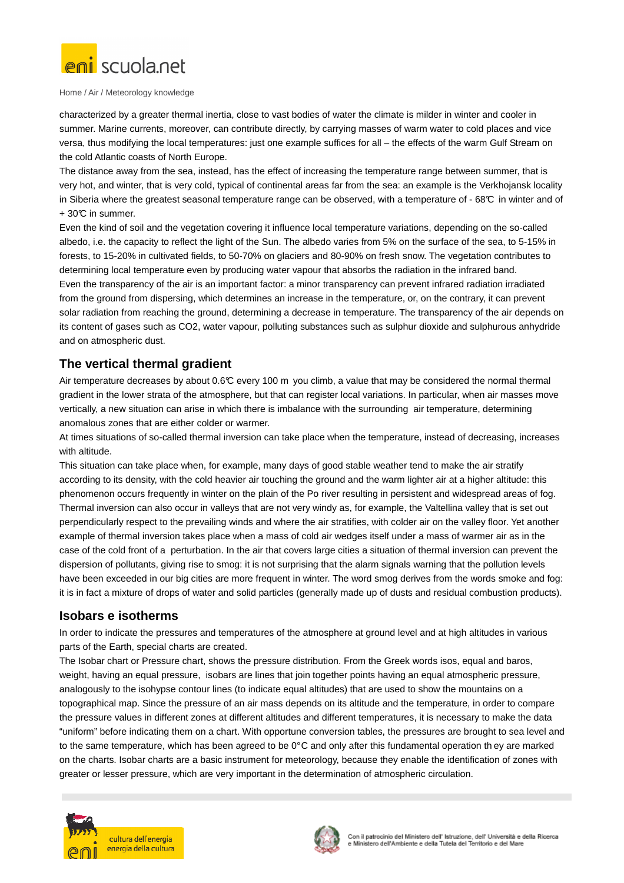characterized by a greater thermal inertia, close to vast bodies of water the climate is milder in winter and cooler in summer. Marine currents, moreover, can contribute directly, by carrying masses of warm water to cold places and vice versa, thus modifying the local temperatures: just one example suffices for all – the effects of the warm Gulf Stream on the cold Atlantic coasts of North Europe.

The distance away from the sea, instead, has the effect of increasing the temperature range between summer, that is very hot, and winter, that is very cold, typical of continental areas far from the sea: an example is the Verkhojansk locality in Siberia where the greatest seasonal temperature range can be observed, with a temperature of - 68℃ in winter and of + 30℃ in summer.

Even the kind of soil and the vegetation covering it influence local temperature variations, depending on the so-called albedo, i.e. the capacity to reflect the light of the Sun. The albedo varies from 5% on the surface of the sea, to 5-15% in forests, to 15-20% in cultivated fields, to 50-70% on glaciers and 80-90% on fresh snow. The vegetation contributes to determining local temperature even by producing water vapour that absorbs the radiation in the infrared band.

Even the transparency of the air is an important factor: a minor transparency can prevent infrared radiation irradiated from the ground from dispersing, which determines an increase in the temperature, or, on the contrary, it can prevent solar radiation from reaching the ground, determining a decrease in temperature. The transparency of the air depends on its content of gases such as $CO_2$, water vapour, polluting substances such as sulphur dioxide and sulphurous anhydride and on atmospheric dust.

## The vertical thermal gradient

Air temperature decreases by about 0.6℃ every 100 m you climb, a value that may be considered the normal thermal gradient in the lower strata of the atmosphere, but that can register local variations. In particular, when air masses move vertically, a new situation can arise in which there is imbalance with the surrounding air temperature, determining anomalous zones that are either colder or warmer.

At times situations of so-called thermal inversion can take place when the temperature, instead of decreasing, increases with altitude.

This situation can take place when, for example, many days of good stable weather tend to make the air stratify according to its density, with the cold heavier air touching the ground and the warm lighter air at a higher altitude: this phenomenon occurs frequently in winter on the plain of the Po river resulting in persistent and widespread areas of fog. Thermal inversion can also occur in valleys that are not very windy as, for example, the Valtellina valley that is set out perpendicularly respect to the prevailing winds and where the air stratifies, with colder air on the valley floor. Yet another example of thermal inversion takes place when a mass of cold air wedges itself under a mass of warmer air as in the case of the cold front of a perturbation. In the air that covers large cities a situation of thermal inversion can prevent the dispersion of pollutants, giving rise to smog: it is not surprising that the alarm signals warning that the pollution levels have been exceeded in our big cities are more frequent in winter. The word smog derives from the words smoke and fog: it is in fact a mixture of drops of water and solid particles (generally made up of dusts and residual combustion products).

## Isobars e isotherms

In order to indicate the pressures and temperatures of the atmosphere at ground level and at high altitudes in various parts of the Earth, special charts are created.

The Isobar chart or Pressure chart, shows the pressure distribution. From the Greek words isos, equal and baros, weight, having an equal pressure, isobars are lines that join together points having an equal atmospheric pressure, analogously to the isohypse contour lines (to indicate equal altitudes) that are used to show the mountains on a topographical map. Since the pressure of an air mass depends on its altitude and the temperature, in order to compare the pressure values in different zones at different altitudes and different temperatures, it is necessary to make the data "uniform" before indicating them on a chart. With opportune conversion tables, the pressures are brought to sea level and to the same temperature, which has been agreed to be 0°C and only after this fundamental operation th ey are marked on the charts. Isobar charts are a basic instrument for meteorology, because they enable the identification of zones with greater or lesser pressure, which are very important in the determination of atmospheric circulation.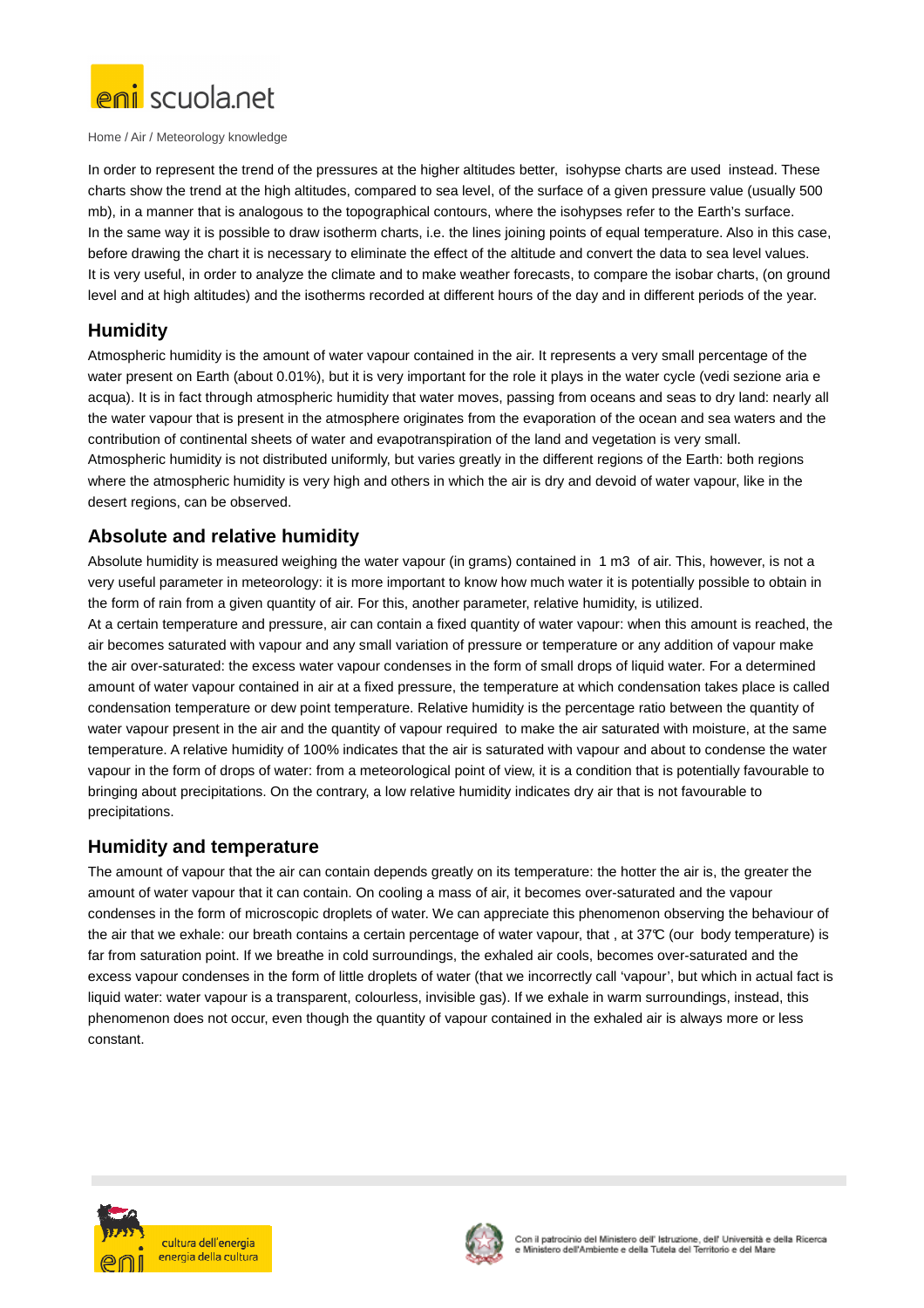In order to represent the trend of the pressures at the higher altitudes better, isohypse charts are used instead. These charts show the trend at the high altitudes, compared to sea level, of the surface of a given pressure value (usually 500 mb), in a manner that is analogous to the topographical contours, where the isohypses refer to the Earth's surface.
In the same way it is possible to draw isotherm charts, i.e. the lines joining points of equal temperature. Also in this case, before drawing the chart it is necessary to eliminate the effect of the altitude and convert the data to sea level values.
It is very useful, in order to analyze the climate and to make weather forecasts, to compare the isobar charts, (on ground level and at high altitudes) and the isotherms recorded at different hours of the day and in different periods of the year.

## Humidity

Atmospheric humidity is the amount of water vapour contained in the air. It represents a very small percentage of the water present on Earth (about 0.01%), but it is very important for the role it plays in the water cycle (vedi sezione aria e acqua). It is in fact through atmospheric humidity that water moves, passing from oceans and seas to dry land: nearly all the water vapour that is present in the atmosphere originates from the evaporation of the ocean and sea waters and the contribution of continental sheets of water and evapotranspiration of the land and vegetation is very small.
Atmospheric humidity is not distributed uniformly, but varies greatly in the different regions of the Earth: both regions where the atmospheric humidity is very high and others in which the air is dry and devoid of water vapour, like in the desert regions, can be observed.

## Absolute and relative humidity

Absolute humidity is measured weighing the water vapour (in grams) contained in 1 m3 of air. This, however, is not a very useful parameter in meteorology: it is more important to know how much water it is potentially possible to obtain in the form of rain from a given quantity of air. For this, another parameter, relative humidity, is utilized.
At a certain temperature and pressure, air can contain a fixed quantity of water vapour: when this amount is reached, the air becomes saturated with vapour and any small variation of pressure or temperature or any addition of vapour make the air over-saturated: the excess water vapour condenses in the form of small drops of liquid water. For a determined amount of water vapour contained in air at a fixed pressure, the temperature at which condensation takes place is called condensation temperature or dew point temperature. Relative humidity is the percentage ratio between the quantity of water vapour present in the air and the quantity of vapour required to make the air saturated with moisture, at the same temperature. A relative humidity of 100% indicates that the air is saturated with vapour and about to condense the water vapour in the form of drops of water: from a meteorological point of view, it is a condition that is potentially favourable to bringing about precipitations. On the contrary, a low relative humidity indicates dry air that is not favourable to precipitations.

## Humidity and temperature

The amount of vapour that the air can contain depends greatly on its temperature: the hotter the air is, the greater the amount of water vapour that it can contain. On cooling a mass of air, it becomes over-saturated and the vapour condenses in the form of microscopic droplets of water. We can appreciate this phenomenon observing the behaviour of the air that we exhale: our breath contains a certain percentage of water vapour, that , at 37°C (our body temperature) is far from saturation point. If we breathe in cold surroundings, the exhaled air cools, becomes over-saturated and the excess vapour condenses in the form of little droplets of water (that we incorrectly call 'vapour', but which in actual fact is liquid water: water vapour is a transparent, colourless, invisible gas). If we exhale in warm surroundings, instead, this phenomenon does not occur, even though the quantity of vapour contained in the exhaled air is always more or less constant.